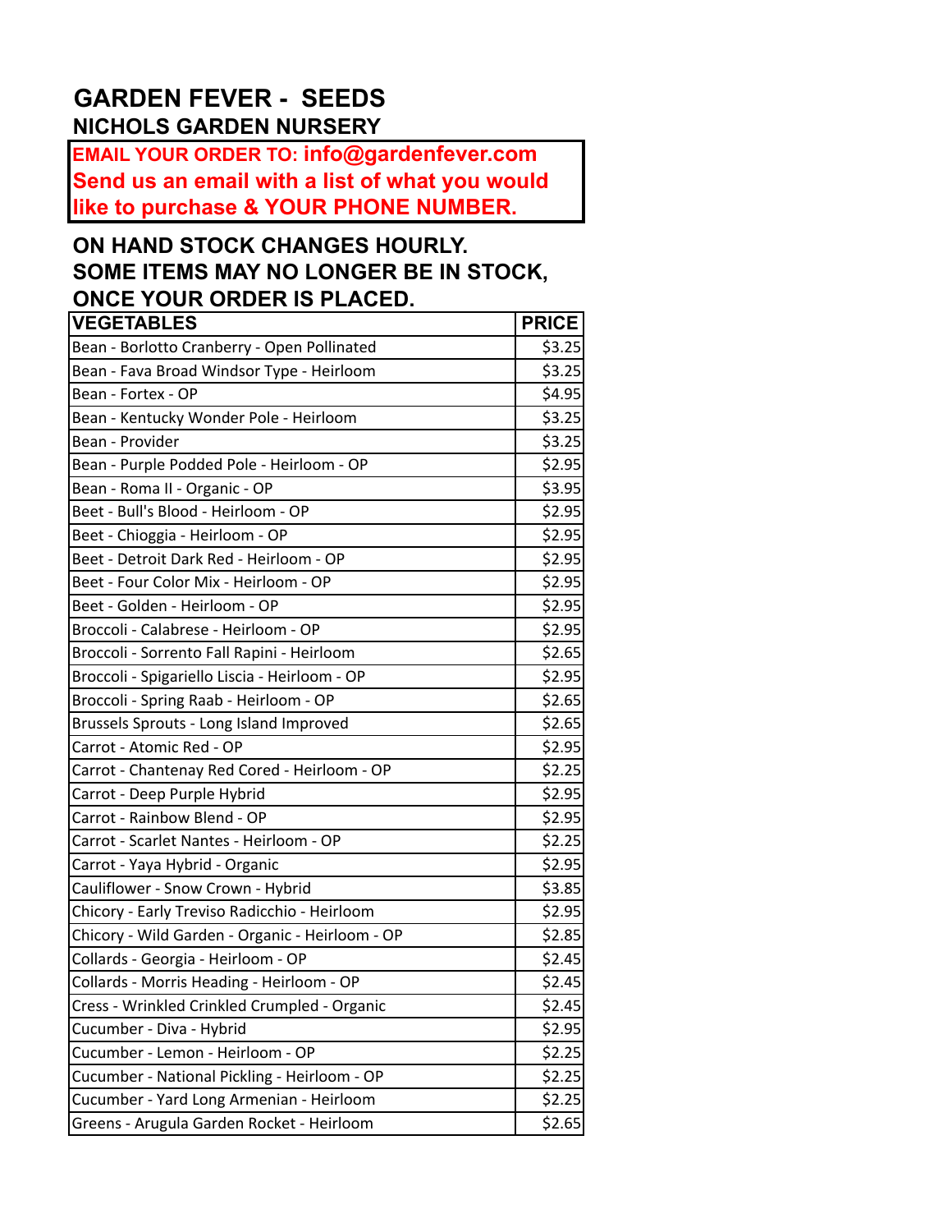# GARDEN FEVER - SEEDS

## NICHOLS GARDEN NURSERY

**EMAIL YOUR ORDER TO: info@gardenfever.com**
**Send us an email with a list of what you would like to purchase & YOUR PHONE NUMBER.**

**ON HAND STOCK CHANGES HOURLY.**
**SOME ITEMS MAY NO LONGER BE IN STOCK, ONCE YOUR ORDER IS PLACED.**

| VEGETABLES | PRICE |
|---|---|
| Bean - Borlotto Cranberry - Open Pollinated | $3.25 |
| Bean - Fava Broad Windsor Type - Heirloom | $3.25 |
| Bean - Fortex - OP | $4.95 |
| Bean - Kentucky Wonder Pole - Heirloom | $3.25 |
| Bean - Provider | $3.25 |
| Bean - Purple Podded Pole - Heirloom - OP | $2.95 |
| Bean - Roma II - Organic - OP | $3.95 |
| Beet - Bull's Blood - Heirloom - OP | $2.95 |
| Beet - Chioggia - Heirloom - OP | $2.95 |
| Beet - Detroit Dark Red - Heirloom - OP | $2.95 |
| Beet - Four Color Mix - Heirloom - OP | $2.95 |
| Beet - Golden - Heirloom - OP | $2.95 |
| Broccoli - Calabrese - Heirloom - OP | $2.95 |
| Broccoli - Sorrento Fall Rapini - Heirloom | $2.65 |
| Broccoli - Spigariello Liscia - Heirloom - OP | $2.95 |
| Broccoli - Spring Raab - Heirloom - OP | $2.65 |
| Brussels Sprouts - Long Island Improved | $2.65 |
| Carrot - Atomic Red - OP | $2.95 |
| Carrot - Chantenay Red Cored - Heirloom - OP | $2.25 |
| Carrot - Deep Purple Hybrid | $2.95 |
| Carrot - Rainbow Blend - OP | $2.95 |
| Carrot - Scarlet Nantes - Heirloom - OP | $2.25 |
| Carrot - Yaya Hybrid - Organic | $2.95 |
| Cauliflower - Snow Crown - Hybrid | $3.85 |
| Chicory - Early Treviso Radicchio - Heirloom | $2.95 |
| Chicory - Wild Garden - Organic - Heirloom - OP | $2.85 |
| Collards - Georgia - Heirloom - OP | $2.45 |
| Collards - Morris Heading - Heirloom - OP | $2.45 |
| Cress - Wrinkled Crinkled Crumpled - Organic | $2.45 |
| Cucumber - Diva - Hybrid | $2.95 |
| Cucumber - Lemon - Heirloom - OP | $2.25 |
| Cucumber - National Pickling - Heirloom - OP | $2.25 |
| Cucumber - Yard Long Armenian - Heirloom | $2.25 |
| Greens - Arugula Garden Rocket - Heirloom | $2.65 |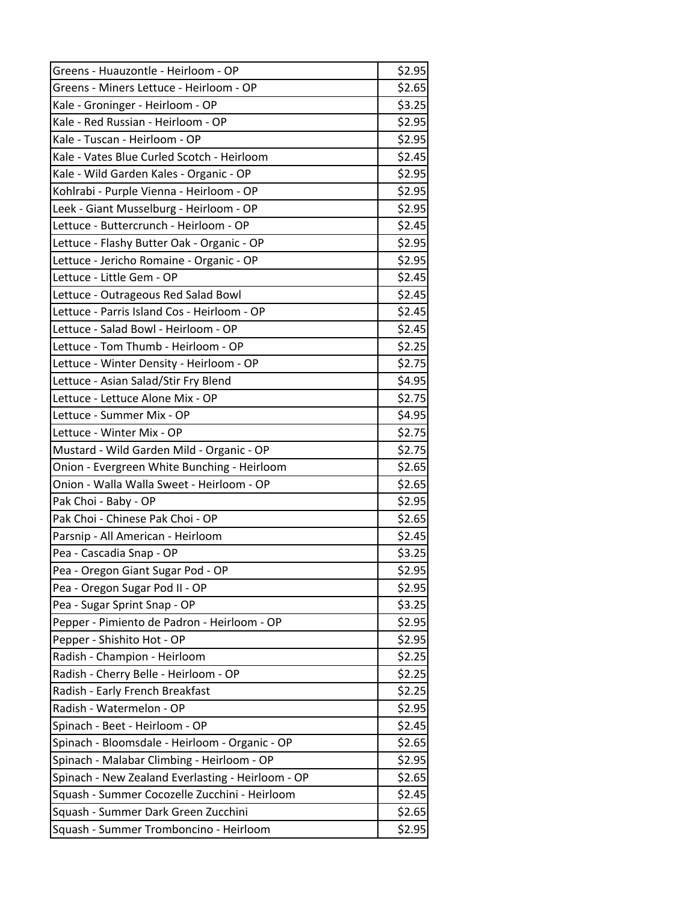| | |
|---|---|
| Greens - Huauzontle - Heirloom - OP | $2.95 |
| Greens - Miners Lettuce - Heirloom - OP | $2.65 |
| Kale - Groninger - Heirloom - OP | $3.25 |
| Kale - Red Russian - Heirloom - OP | $2.95 |
| Kale - Tuscan - Heirloom - OP | $2.95 |
| Kale - Vates Blue Curled Scotch - Heirloom | $2.45 |
| Kale - Wild Garden Kales - Organic - OP | $2.95 |
| Kohlrabi - Purple Vienna - Heirloom - OP | $2.95 |
| Leek - Giant Musselburg - Heirloom - OP | $2.95 |
| Lettuce - Buttercrunch - Heirloom - OP | $2.45 |
| Lettuce - Flashy Butter Oak - Organic - OP | $2.95 |
| Lettuce - Jericho Romaine - Organic - OP | $2.95 |
| Lettuce - Little Gem - OP | $2.45 |
| Lettuce - Outrageous Red Salad Bowl | $2.45 |
| Lettuce - Parris Island Cos - Heirloom - OP | $2.45 |
| Lettuce - Salad Bowl - Heirloom - OP | $2.45 |
| Lettuce - Tom Thumb - Heirloom - OP | $2.25 |
| Lettuce - Winter Density - Heirloom - OP | $2.75 |
| Lettuce - Asian Salad/Stir Fry Blend | $4.95 |
| Lettuce - Lettuce Alone Mix - OP | $2.75 |
| Lettuce - Summer Mix - OP | $4.95 |
| Lettuce - Winter Mix - OP | $2.75 |
| Mustard - Wild Garden Mild - Organic - OP | $2.75 |
| Onion - Evergreen White Bunching - Heirloom | $2.65 |
| Onion - Walla Walla Sweet - Heirloom - OP | $2.65 |
| Pak Choi - Baby - OP | $2.95 |
| Pak Choi - Chinese Pak Choi - OP | $2.65 |
| Parsnip - All American - Heirloom | $2.45 |
| Pea - Cascadia Snap - OP | $3.25 |
| Pea - Oregon Giant Sugar Pod - OP | $2.95 |
| Pea - Oregon Sugar Pod II - OP | $2.95 |
| Pea - Sugar Sprint Snap - OP | $3.25 |
| Pepper - Pimiento de Padron - Heirloom - OP | $2.95 |
| Pepper - Shishito Hot - OP | $2.95 |
| Radish - Champion - Heirloom | $2.25 |
| Radish - Cherry Belle - Heirloom - OP | $2.25 |
| Radish - Early French Breakfast | $2.25 |
| Radish - Watermelon - OP | $2.95 |
| Spinach - Beet - Heirloom - OP | $2.45 |
| Spinach - Bloomsdale - Heirloom - Organic - OP | $2.65 |
| Spinach - Malabar Climbing - Heirloom - OP | $2.95 |
| Spinach - New Zealand Everlasting - Heirloom - OP | $2.65 |
| Squash - Summer Cocozelle Zucchini - Heirloom | $2.45 |
| Squash - Summer Dark Green Zucchini | $2.65 |
| Squash - Summer Tromboncino - Heirloom | $2.95 |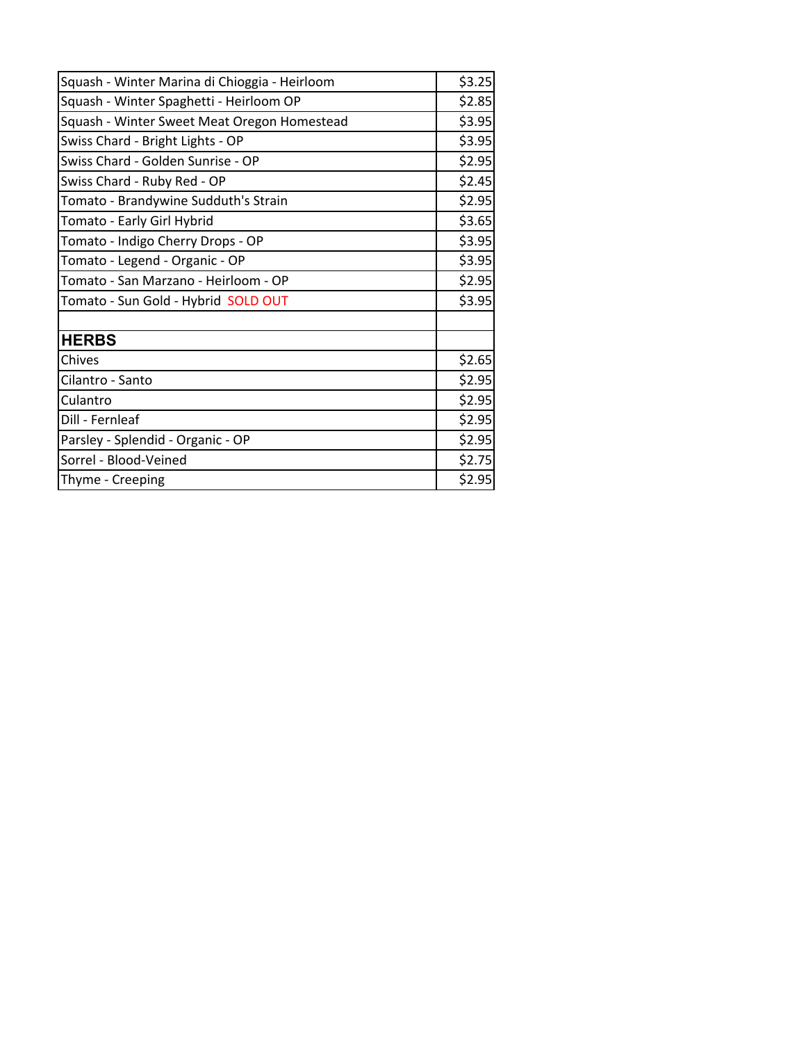| | |
|---|---|
| Squash - Winter Marina di Chioggia - Heirloom | $3.25 |
| Squash - Winter Spaghetti - Heirloom OP | $2.85 |
| Squash - Winter Sweet Meat Oregon Homestead | $3.95 |
| Swiss Chard - Bright Lights - OP | $3.95 |
| Swiss Chard - Golden Sunrise - OP | $2.95 |
| Swiss Chard - Ruby Red - OP | $2.45 |
| Tomato - Brandywine Sudduth's Strain | $2.95 |
| Tomato - Early Girl Hybrid | $3.65 |
| Tomato - Indigo Cherry Drops - OP | $3.95 |
| Tomato - Legend - Organic - OP | $3.95 |
| Tomato - San Marzano - Heirloom - OP | $2.95 |
| Tomato - Sun Gold - Hybrid SOLD OUT | $3.95 |
| | |
| **HERBS** | |
| Chives | $2.65 |
| Cilantro - Santo | $2.95 |
| Culantro | $2.95 |
| Dill - Fernleaf | $2.95 |
| Parsley - Splendid - Organic - OP | $2.95 |
| Sorrel - Blood-Veined | $2.75 |
| Thyme - Creeping | $2.95 |